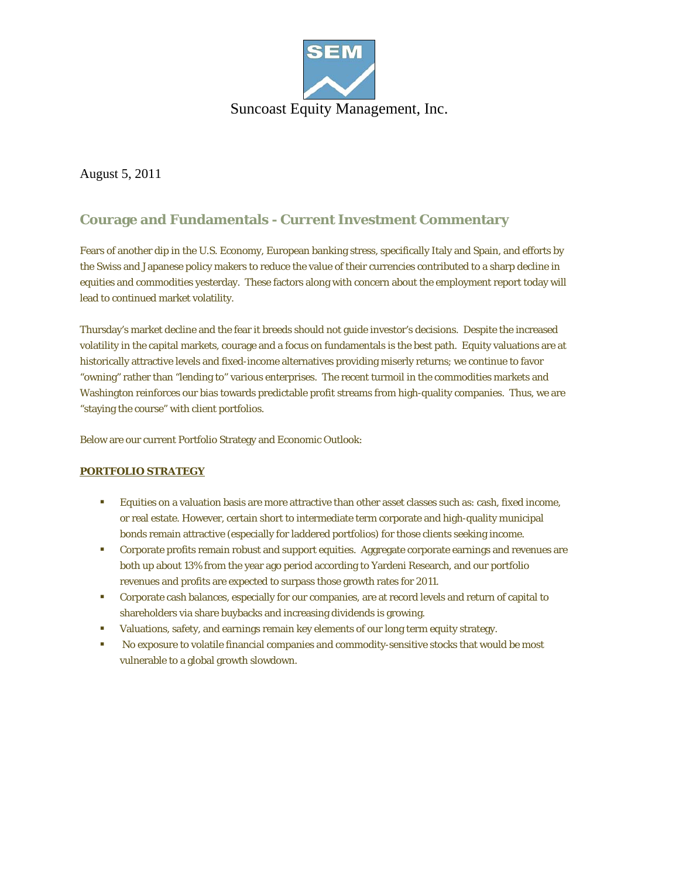Suncoast Equity Management, Inc.

August 5, 2011

## Courage and Fundamentals - Current Investment Commentary

Fears of another dip in the U.S. Economy, European banking stress, specifically Italy and Spain, and efforts by the Swiss and Japanese policy makers to reduce the value of their currencies contributed to a sharp decline in equities and commodities yesterday. These factors along with concern about the employment report today will lead to continued market volatility.

Thursday's market decline and the fear it breeds should not guide investor's decisions. Despite the increased volatility in the capital markets, courage and a focus on fundamentals is the best path. Equity valuations are at historically attractive levels and fixed-income alternatives providing miserly returns; we continue to favor "owning" rather than "lending to" various enterprises. The recent turmoil in the commodities markets and Washington reinforces our bias towards predictable profit streams from high-quality companies. Thus, we are "staying the course" with client portfolios.

Below are our current Portfolio Strategy and Economic Outlook:

**PORTFOLIO STRATEGY**

- Equities on a valuation basis are more attractive than other asset classes such as: cash, fixed income, or real estate. However, certain short to intermediate term corporate and high-quality municipal bonds remain attractive (especially for laddered portfolios) for those clients seeking income.
- Corporate profits remain robust and support equities. Aggregate corporate earnings and revenues are both up about 13% from the year ago period according to Yardeni Research, and our portfolio revenues and profits are expected to surpass those growth rates for 2011.
- Corporate cash balances, especially for our companies, are at record levels and return of capital to shareholders via share buybacks and increasing dividends is growing.
- Valuations, safety, and earnings remain key elements of our long term equity strategy.
- No exposure to volatile financial companies and commodity-sensitive stocks that would be most vulnerable to a global growth slowdown.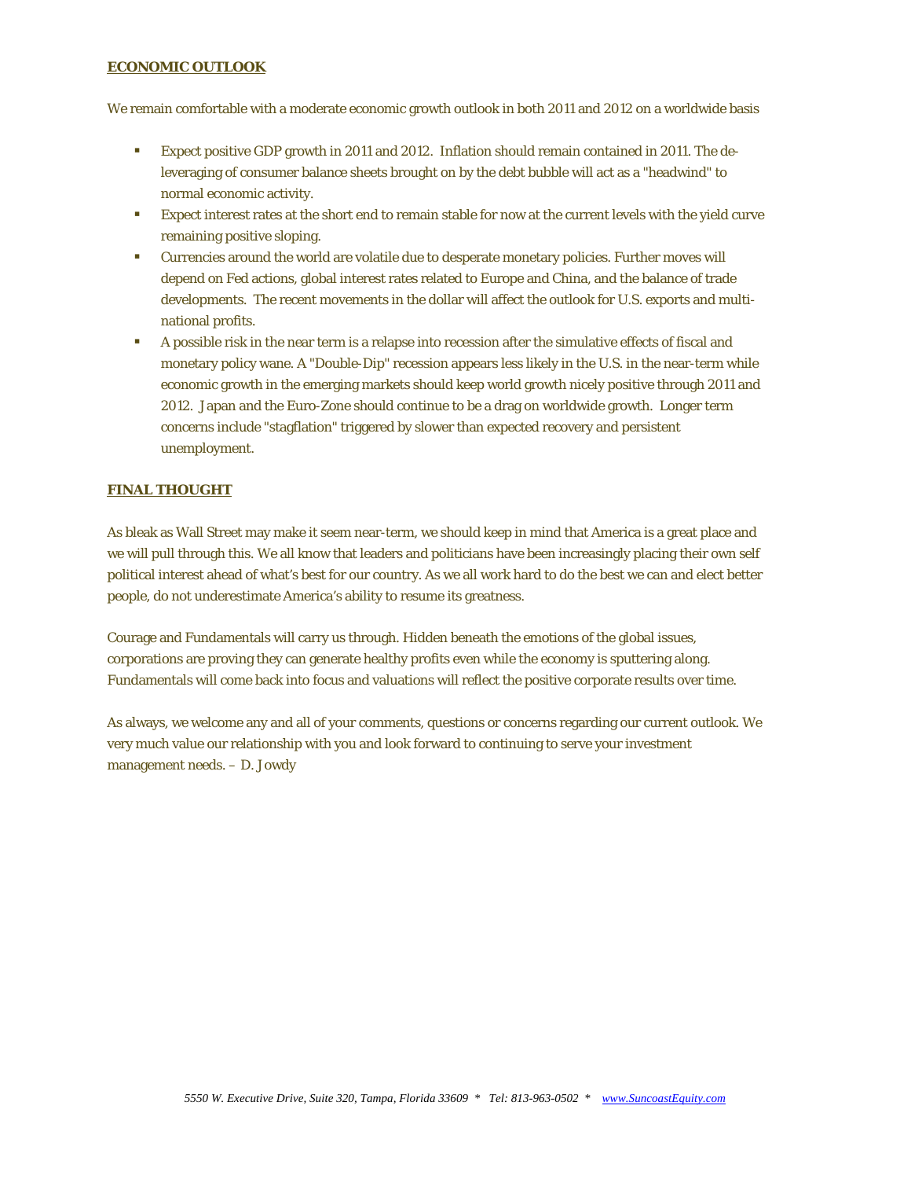## ECONOMIC OUTLOOK

We remain comfortable with a moderate economic growth outlook in both 2011 and 2012 on a worldwide basis

- Expect positive GDP growth in 2011 and 2012. Inflation should remain contained in 2011. The de-leveraging of consumer balance sheets brought on by the debt bubble will act as a "headwind" to normal economic activity.
- Expect interest rates at the short end to remain stable for now at the current levels with the yield curve remaining positive sloping.
- Currencies around the world are volatile due to desperate monetary policies. Further moves will depend on Fed actions, global interest rates related to Europe and China, and the balance of trade developments. The recent movements in the dollar will affect the outlook for U.S. exports and multi-national profits.
- A possible risk in the near term is a relapse into recession after the simulative effects of fiscal and monetary policy wane. A "Double-Dip" recession appears less likely in the U.S. in the near-term while economic growth in the emerging markets should keep world growth nicely positive through 2011 and 2012. Japan and the Euro-Zone should continue to be a drag on worldwide growth. Longer term concerns include "stagflation" triggered by slower than expected recovery and persistent unemployment.

## FINAL THOUGHT

As bleak as Wall Street may make it seem near-term, we should keep in mind that America is a great place and we will pull through this. We all know that leaders and politicians have been increasingly placing their own self political interest ahead of what's best for our country. As we all work hard to do the best we can and elect better people, do not underestimate America's ability to resume its greatness.

Courage and Fundamentals will carry us through. Hidden beneath the emotions of the global issues, corporations are proving they can generate healthy profits even while the economy is sputtering along. Fundamentals will come back into focus and valuations will reflect the positive corporate results over time.

As always, we welcome any and all of your comments, questions or concerns regarding our current outlook. We very much value our relationship with you and look forward to continuing to serve your investment management needs. – D. Jowdy

*5550 W. Executive Drive, Suite 320, Tampa, Florida 33609 * Tel: 813-963-0502 * www.SuncoastEquity.com*